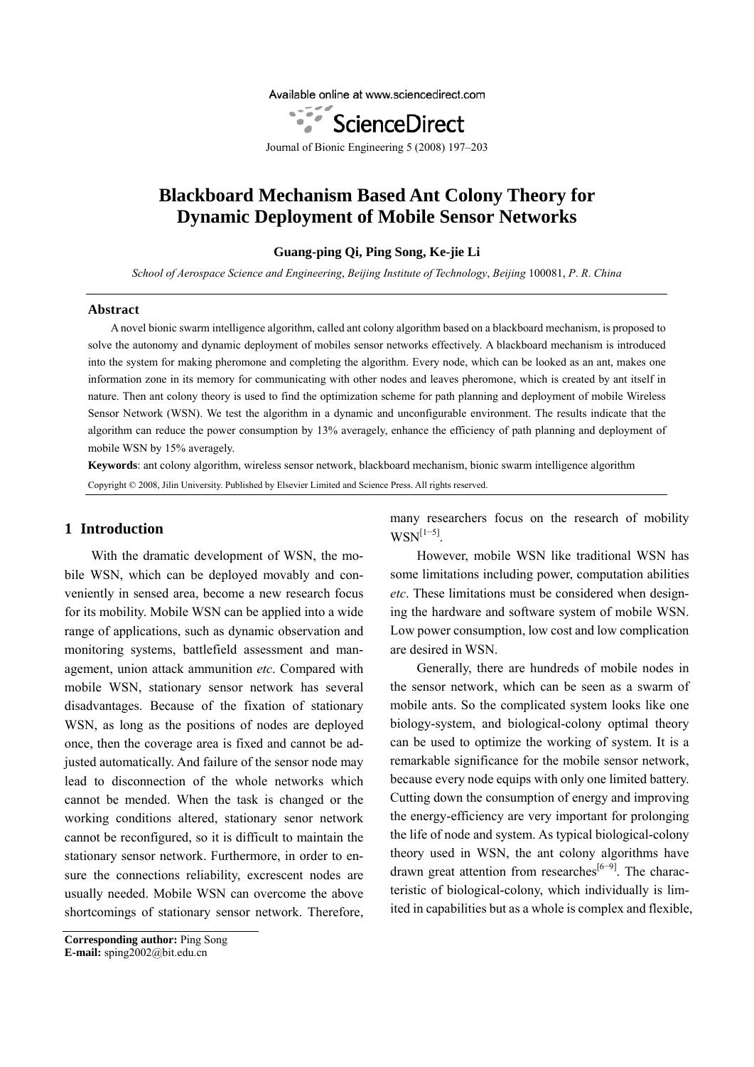Available online at www.sciencedirect.com

ScienceDirect

Journal of Bionic Engineering 5 (2008) 197–203

# Blackboard Mechanism Based Ant Colony Theory for Dynamic Deployment of Mobile Sensor Networks

**Guang-ping Qi, Ping Song, Ke-jie Li**

*School of Aerospace Science and Engineering*, *Beijing Institute of Technology*, *Beijing* 100081, *P*. *R*. *China*

**Abstract**

A novel bionic swarm intelligence algorithm, called ant colony algorithm based on a blackboard mechanism, is proposed to solve the autonomy and dynamic deployment of mobiles sensor networks effectively. A blackboard mechanism is introduced into the system for making pheromone and completing the algorithm. Every node, which can be looked as an ant, makes one information zone in its memory for communicating with other nodes and leaves pheromone, which is created by ant itself in nature. Then ant colony theory is used to find the optimization scheme for path planning and deployment of mobile Wireless Sensor Network (WSN). We test the algorithm in a dynamic and unconfigurable environment. The results indicate that the algorithm can reduce the power consumption by 13% averagely, enhance the efficiency of path planning and deployment of mobile WSN by 15% averagely.

**Keywords**: ant colony algorithm, wireless sensor network, blackboard mechanism, bionic swarm intelligence algorithm

Copyright © 2008, Jilin University. Published by Elsevier Limited and Science Press. All rights reserved.

## 1 Introduction

With the dramatic development of WSN, the mobile WSN, which can be deployed movably and conveniently in sensed area, become a new research focus for its mobility. Mobile WSN can be applied into a wide range of applications, such as dynamic observation and monitoring systems, battlefield assessment and management, union attack ammunition *etc*. Compared with mobile WSN, stationary sensor network has several disadvantages. Because of the fixation of stationary WSN, as long as the positions of nodes are deployed once, then the coverage area is fixed and cannot be adjusted automatically. And failure of the sensor node may lead to disconnection of the whole networks which cannot be mended. When the task is changed or the working conditions altered, stationary senor network cannot be reconfigured, so it is difficult to maintain the stationary sensor network. Furthermore, in order to ensure the connections reliability, excrescent nodes are usually needed. Mobile WSN can overcome the above shortcomings of stationary sensor network. Therefore, many researchers focus on the research of mobility WSN[1−5].

However, mobile WSN like traditional WSN has some limitations including power, computation abilities *etc*. These limitations must be considered when designing the hardware and software system of mobile WSN. Low power consumption, low cost and low complication are desired in WSN.

Generally, there are hundreds of mobile nodes in the sensor network, which can be seen as a swarm of mobile ants. So the complicated system looks like one biology-system, and biological-colony optimal theory can be used to optimize the working of system. It is a remarkable significance for the mobile sensor network, because every node equips with only one limited battery. Cutting down the consumption of energy and improving the energy-efficiency are very important for prolonging the life of node and system. As typical biological-colony theory used in WSN, the ant colony algorithms have drawn great attention from researches[6−9]. The characteristic of biological-colony, which individually is limited in capabilities but as a whole is complex and flexible,

**Corresponding author:** Ping Song
**E-mail:** sping2002@bit.edu.cn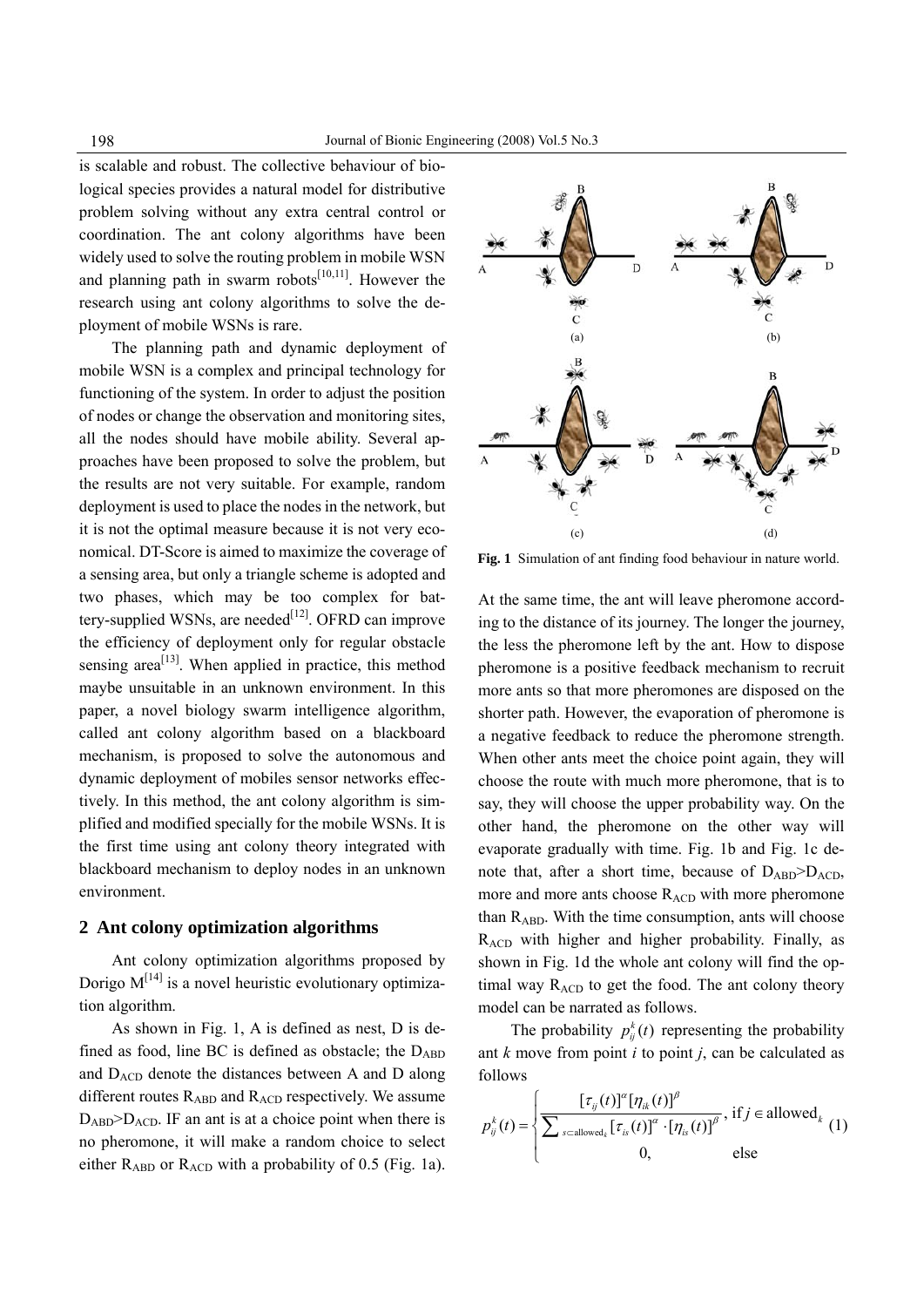is scalable and robust. The collective behaviour of biological species provides a natural model for distributive problem solving without any extra central control or coordination. The ant colony algorithms have been widely used to solve the routing problem in mobile WSN and planning path in swarm robots[10,11]. However the research using ant colony algorithms to solve the deployment of mobile WSNs is rare.

The planning path and dynamic deployment of mobile WSN is a complex and principal technology for functioning of the system. In order to adjust the position of nodes or change the observation and monitoring sites, all the nodes should have mobile ability. Several approaches have been proposed to solve the problem, but the results are not very suitable. For example, random deployment is used to place the nodes in the network, but it is not the optimal measure because it is not very economical. DT-Score is aimed to maximize the coverage of a sensing area, but only a triangle scheme is adopted and two phases, which may be too complex for battery-supplied WSNs, are needed[12]. OFRD can improve the efficiency of deployment only for regular obstacle sensing area[13]. When applied in practice, this method maybe unsuitable in an unknown environment. In this paper, a novel biology swarm intelligence algorithm, called ant colony algorithm based on a blackboard mechanism, is proposed to solve the autonomous and dynamic deployment of mobiles sensor networks effectively. In this method, the ant colony algorithm is simplified and modified specially for the mobile WSNs. It is the first time using ant colony theory integrated with blackboard mechanism to deploy nodes in an unknown environment.

## 2 Ant colony optimization algorithms

Ant colony optimization algorithms proposed by Dorigo M[14] is a novel heuristic evolutionary optimization algorithm.

As shown in Fig. 1, A is defined as nest, D is defined as food, line BC is defined as obstacle; the $D_{ABD}$ and $D_{ACD}$ denote the distances between A and D along different routes $R_{ABD}$ and $R_{ACD}$ respectively. We assume $D_{ABD}>D_{ACD}$. IF an ant is at a choice point when there is no pheromone, it will make a random choice to select either $R_{ABD}$ or $R_{ACD}$ with a probability of 0.5 (Fig. 1a).

B
A
D
C
(a)
B
A
D
C
(b)
B
A
D
C
(c)
B
A
D
C
(d)

**Fig. 1** Simulation of ant finding food behaviour in nature world.

At the same time, the ant will leave pheromone according to the distance of its journey. The longer the journey, the less the pheromone left by the ant. How to dispose pheromone is a positive feedback mechanism to recruit more ants so that more pheromones are disposed on the shorter path. However, the evaporation of pheromone is a negative feedback to reduce the pheromone strength. When other ants meet the choice point again, they will choose the route with much more pheromone, that is to say, they will choose the upper probability way. On the other hand, the pheromone on the other way will evaporate gradually with time. Fig. 1b and Fig. 1c denote that, after a short time, because of $D_{ABD}>D_{ACD}$, more and more ants choose $R_{ACD}$ with more pheromone than $R_{ABD}$. With the time consumption, ants will choose $R_{ACD}$ with higher and higher probability. Finally, as shown in Fig. 1d the whole ant colony will find the optimal way $R_{ACD}$ to get the food. The ant colony theory model can be narrated as follows.

The probability $p_{ij}^{k}(t)$ representing the probability ant $k$ move from point $i$ to point $j$, can be calculated as follows

$$p_{ij}^{k}(t)=\begin{cases}\dfrac{[\tau_{ij}(t)]^{\alpha}[\eta_{ik}(t)]^{\beta}}{\sum_{s\subset \text{allowed}_k}[\tau_{is}(t)]^{\alpha}\cdot[\eta_{is}(t)]^{\beta}}, & \text{if } j\in \text{allowed}_k\\ 0, & \text{else}\end{cases} \quad (1)$$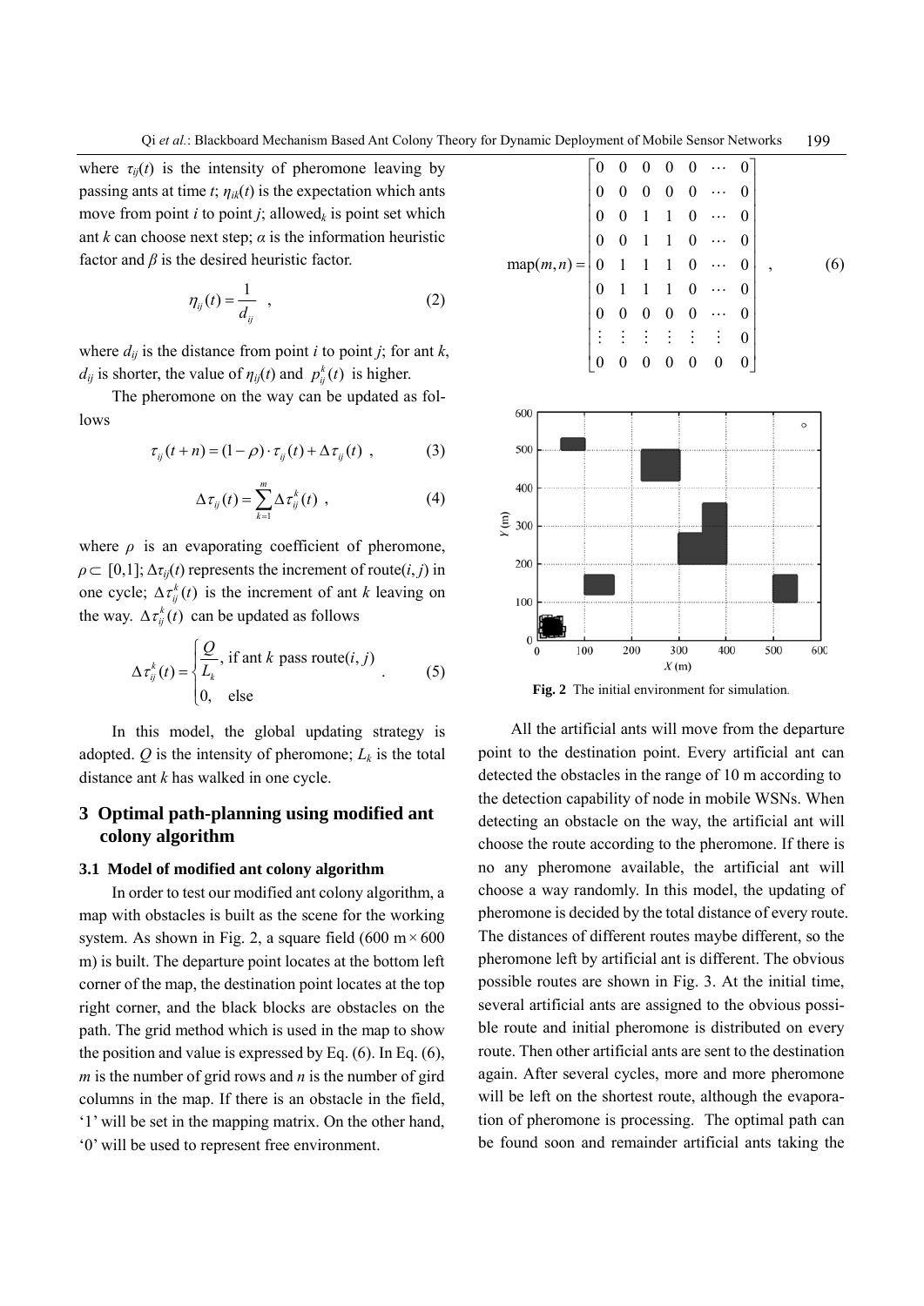where $\tau_{ij}(t)$ is the intensity of pheromone leaving by passing ants at time $t$; $\eta_{ik}(t)$ is the expectation which ants move from point $i$ to point $j$; allowed$_k$ is point set which ant $k$ can choose next step; $\alpha$ is the information heuristic factor and $\beta$ is the desired heuristic factor.

$$\eta_{ij}(t) = \frac{1}{d_{ij}} \ , \tag{2}$$

where $d_{ij}$ is the distance from point $i$ to point $j$; for ant $k$, $d_{ij}$ is shorter, the value of $\eta_{ij}(t)$ and $p_{ij}^{k}(t)$ is higher.

The pheromone on the way can be updated as follows

$$\tau_{ij}(t+n) = (1-\rho)\cdot\tau_{ij}(t) + \Delta\tau_{ij}(t) \ , \tag{3}$$

$$\Delta\tau_{ij}(t) = \sum_{k=1}^{m} \Delta\tau_{ij}^{k}(t) \ , \tag{4}$$

where $\rho$ is an evaporating coefficient of pheromone, $\rho \subset [0,1]$; $\Delta\tau_{ij}(t)$ represents the increment of route$(i, j)$ in one cycle; $\Delta\tau_{ij}^{k}(t)$ is the increment of ant $k$ leaving on the way. $\Delta\tau_{ij}^{k}(t)$ can be updated as follows

$$\Delta\tau_{ij}^{k}(t) = \begin{cases} \dfrac{Q}{L_k}, & \text{if ant } k \text{ pass route}(i, j) \\ 0, & \text{else} \end{cases} . \tag{5}$$

In this model, the global updating strategy is adopted. $Q$ is the intensity of pheromone; $L_k$ is the total distance ant $k$ has walked in one cycle.

## 3 Optimal path-planning using modified ant colony algorithm

### 3.1 Model of modified ant colony algorithm

In order to test our modified ant colony algorithm, a map with obstacles is built as the scene for the working system. As shown in Fig. 2, a square field (600 m × 600 m) is built. The departure point locates at the bottom left corner of the map, the destination point locates at the top right corner, and the black blocks are obstacles on the path. The grid method which is used in the map to show the position and value is expressed by Eq. (6). In Eq. (6), $m$ is the number of grid rows and $n$ is the number of gird columns in the map. If there is an obstacle in the field, '1' will be set in the mapping matrix. On the other hand, '0' will be used to represent free environment.

$$\text{map}(m,n) = \begin{bmatrix} 0 & 0 & 0 & 0 & 0 & \cdots & 0 \\ 0 & 0 & 0 & 0 & 0 & \cdots & 0 \\ 0 & 0 & 1 & 1 & 0 & \cdots & 0 \\ 0 & 0 & 1 & 1 & 0 & \cdots & 0 \\ 0 & 1 & 1 & 1 & 0 & \cdots & 0 \\ 0 & 1 & 1 & 1 & 0 & \cdots & 0 \\ 0 & 0 & 0 & 0 & 0 & \cdots & 0 \\ \vdots & \vdots & \vdots & \vdots & \vdots & \vdots & 0 \\ 0 & 0 & 0 & 0 & 0 & 0 & 0 \end{bmatrix} , \tag{6}$$

600
500
400
300
200
100
0
Y (m)
0 100 200 300 400 500 600
X (m)

**Fig. 2** The initial environment for simulation.

All the artificial ants will move from the departure point to the destination point. Every artificial ant can detected the obstacles in the range of 10 m according to the detection capability of node in mobile WSNs. When detecting an obstacle on the way, the artificial ant will choose the route according to the pheromone. If there is no any pheromone available, the artificial ant will choose a way randomly. In this model, the updating of pheromone is decided by the total distance of every route. The distances of different routes maybe different, so the pheromone left by artificial ant is different. The obvious possible routes are shown in Fig. 3. At the initial time, several artificial ants are assigned to the obvious possible route and initial pheromone is distributed on every route. Then other artificial ants are sent to the destination again. After several cycles, more and more pheromone will be left on the shortest route, although the evaporation of pheromone is processing. The optimal path can be found soon and remainder artificial ants taking the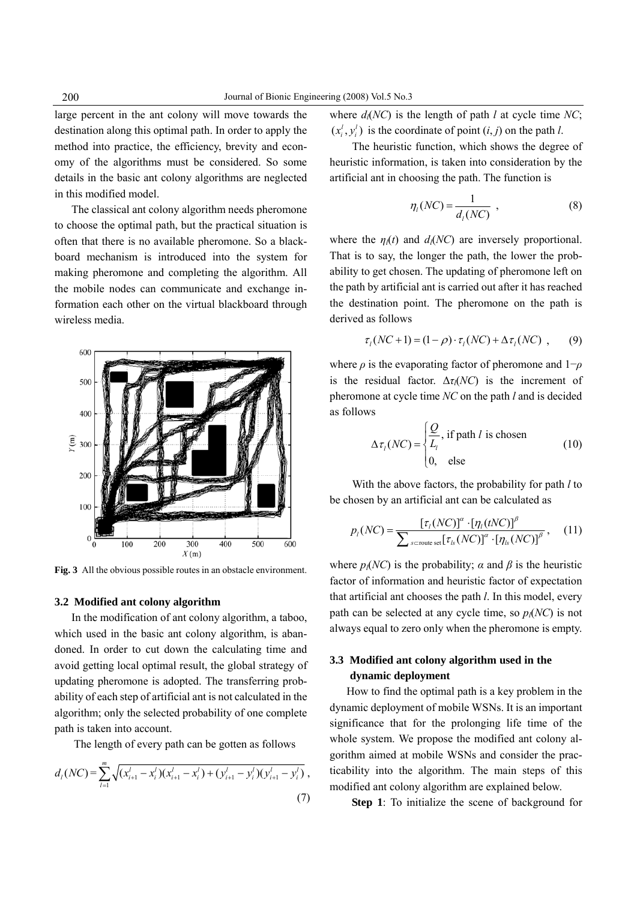large percent in the ant colony will move towards the destination along this optimal path. In order to apply the method into practice, the efficiency, brevity and economy of the algorithms must be considered. So some details in the basic ant colony algorithms are neglected in this modified model.

The classical ant colony algorithm needs pheromone to choose the optimal path, but the practical situation is often that there is no available pheromone. So a blackboard mechanism is introduced into the system for making pheromone and completing the algorithm. All the mobile nodes can communicate and exchange information each other on the virtual blackboard through wireless media.

**Fig. 3** All the obvious possible routes in an obstacle environment.

### 3.2 Modified ant colony algorithm

In the modification of ant colony algorithm, a taboo, which used in the basic ant colony algorithm, is abandoned. In order to cut down the calculating time and avoid getting local optimal result, the global strategy of updating pheromone is adopted. The transferring probability of each step of artificial ant is not calculated in the algorithm; only the selected probability of one complete path is taken into account.

The length of every path can be gotten as follows

$$d_l(NC)=\sum_{l=1}^{m}\sqrt{(x_{i+1}^l-x_i^l)(x_{i+1}^l-x_i^l)+(y_{i+1}^l-y_i^l)(y_{i+1}^l-y_i^l)}\ , \tag{7}$$

where $d_l(NC)$ is the length of path $l$ at cycle time $NC$; $(x_i^l, y_i^l)$ is the coordinate of point $(i, j)$ on the path $l$.

The heuristic function, which shows the degree of heuristic information, is taken into consideration by the artificial ant in choosing the path. The function is

$$\eta_l(NC)=\frac{1}{d_l(NC)}\ , \tag{8}$$

where the $\eta_l(t)$ and $d_l(NC)$ are inversely proportional. That is to say, the longer the path, the lower the probability to get chosen. The updating of pheromone left on the path by artificial ant is carried out after it has reached the destination point. The pheromone on the path is derived as follows

$$\tau_l(NC+1)=(1-\rho)\cdot\tau_l(NC)+\Delta\tau_l(NC)\ , \tag{9}$$

where $\rho$ is the evaporating factor of pheromone and $1-\rho$ is the residual factor. $\Delta\tau_l(NC)$ is the increment of pheromone at cycle time $NC$ on the path $l$ and is decided as follows

$$\Delta\tau_l(NC)=\begin{cases}\dfrac{Q}{L_l}, & \text{if path } l \text{ is chosen}\\ 0, & \text{else}\end{cases} \tag{10}$$

With the above factors, the probability for path $l$ to be chosen by an artificial ant can be calculated as

$$p_l(NC)=\frac{[\tau_l(NC)]^{\alpha}\cdot[\eta_l(tNC)]^{\beta}}{\sum_{s\subset\text{route set}}[\tau_{ls}(NC)]^{\alpha}\cdot[\eta_{ls}(NC)]^{\beta}}\ , \tag{11}$$

where $p_l(NC)$ is the probability; $\alpha$ and $\beta$ is the heuristic factor of information and heuristic factor of expectation that artificial ant chooses the path $l$. In this model, every path can be selected at any cycle time, so $p_l(NC)$ is not always equal to zero only when the pheromone is empty.

### 3.3 Modified ant colony algorithm used in the dynamic deployment

How to find the optimal path is a key problem in the dynamic deployment of mobile WSNs. It is an important significance that for the prolonging life time of the whole system. We propose the modified ant colony algorithm aimed at mobile WSNs and consider the practicability into the algorithm. The main steps of this modified ant colony algorithm are explained below.

**Step 1**: To initialize the scene of background for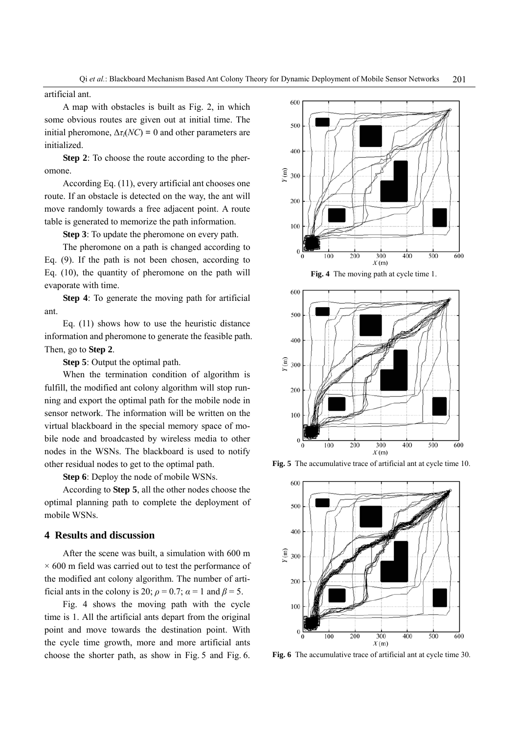artificial ant.

A map with obstacles is built as Fig. 2, in which some obvious routes are given out at initial time. The initial pheromone, $\Delta\tau_l(NC) = 0$ and other parameters are initialized.

**Step 2**: To choose the route according to the pheromone.

According Eq. (11), every artificial ant chooses one route. If an obstacle is detected on the way, the ant will move randomly towards a free adjacent point. A route table is generated to memorize the path information.

**Step 3**: To update the pheromone on every path.

The pheromone on a path is changed according to Eq. (9). If the path is not been chosen, according to Eq. (10), the quantity of pheromone on the path will evaporate with time.

**Step 4**: To generate the moving path for artificial ant.

Eq. (11) shows how to use the heuristic distance information and pheromone to generate the feasible path. Then, go to **Step 2**.

**Step 5**: Output the optimal path.

When the termination condition of algorithm is fulfill, the modified ant colony algorithm will stop running and export the optimal path for the mobile node in sensor network. The information will be written on the virtual blackboard in the special memory space of mobile node and broadcasted by wireless media to other nodes in the WSNs. The blackboard is used to notify other residual nodes to get to the optimal path.

**Step 6**: Deploy the node of mobile WSNs.

According to **Step 5**, all the other nodes choose the optimal planning path to complete the deployment of mobile WSNs.

## 4 Results and discussion

After the scene was built, a simulation with 600 m × 600 m field was carried out to test the performance of the modified ant colony algorithm. The number of artificial ants in the colony is 20; $\rho = 0.7$; $\alpha = 1$ and $\beta = 5$.

Fig. 4 shows the moving path with the cycle time is 1. All the artificial ants depart from the original point and move towards the destination point. With the cycle time growth, more and more artificial ants choose the shorter path, as show in Fig. 5 and Fig. 6.

600
500
400
300
200
100
0
Y (m)
0 100 200 300 400 500 600
X (m)

**Fig. 4** The moving path at cycle time 1.

600
500
400
300
200
100
0
Y (m)
0 100 200 300 400 500 600
X (m)

**Fig. 5** The accumulative trace of artificial ant at cycle time 10.

600
500
400
300
200
100
0
Y (m)
0 100 200 300 400 500 600
X (m)

**Fig. 6** The accumulative trace of artificial ant at cycle time 30.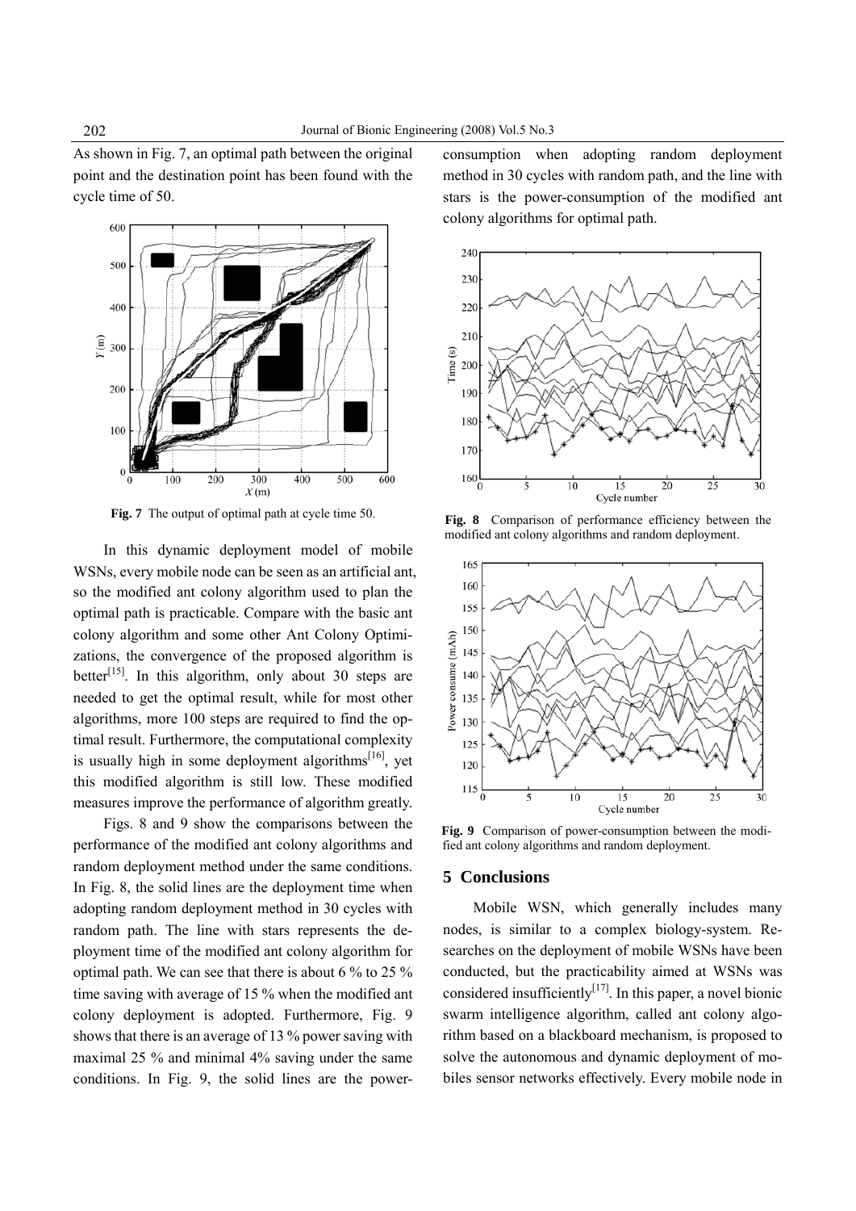As shown in Fig. 7, an optimal path between the original point and the destination point has been found with the cycle time of 50.

600
500
400
$Y$ (m)
300
200
100
0
0 100 200 300 400 500 600
$X$ (m)

**Fig. 7** The output of optimal path at cycle time 50.

In this dynamic deployment model of mobile WSNs, every mobile node can be seen as an artificial ant, so the modified ant colony algorithm used to plan the optimal path is practicable. Compare with the basic ant colony algorithm and some other Ant Colony Optimizations, the convergence of the proposed algorithm is better[15]. In this algorithm, only about 30 steps are needed to get the optimal result, while for most other algorithms, more 100 steps are required to find the optimal result. Furthermore, the computational complexity is usually high in some deployment algorithms[16], yet this modified algorithm is still low. These modified measures improve the performance of algorithm greatly.

Figs. 8 and 9 show the comparisons between the performance of the modified ant colony algorithms and random deployment method under the same conditions. In Fig. 8, the solid lines are the deployment time when adopting random deployment method in 30 cycles with random path. The line with stars represents the deployment time of the modified ant colony algorithm for optimal path. We can see that there is about 6 % to 25 % time saving with average of 15 % when the modified ant colony deployment is adopted. Furthermore, Fig. 9 shows that there is an average of 13 % power saving with maximal 25 % and minimal 4% saving under the same conditions. In Fig. 9, the solid lines are the power-consumption when adopting random deployment method in 30 cycles with random path, and the line with stars is the power-consumption of the modified ant colony algorithms for optimal path.

240
230
220
210
Time (s)
200
190
180
170
160
0 5 10 15 20 25 30
Cycle number

**Fig. 8** Comparison of performance efficiency between the modified ant colony algorithms and random deployment.

165
160
155
150
145
Power consume (mAh)
140
135
130
125
120
115
0 5 10 15 20 25 30
Cycle number

**Fig. 9** Comparison of power-consumption between the modified ant colony algorithms and random deployment.

## 5 Conclusions

Mobile WSN, which generally includes many nodes, is similar to a complex biology-system. Researches on the deployment of mobile WSNs have been conducted, but the practicability aimed at WSNs was considered insufficiently[17]. In this paper, a novel bionic swarm intelligence algorithm, called ant colony algorithm based on a blackboard mechanism, is proposed to solve the autonomous and dynamic deployment of mobiles sensor networks effectively. Every mobile node in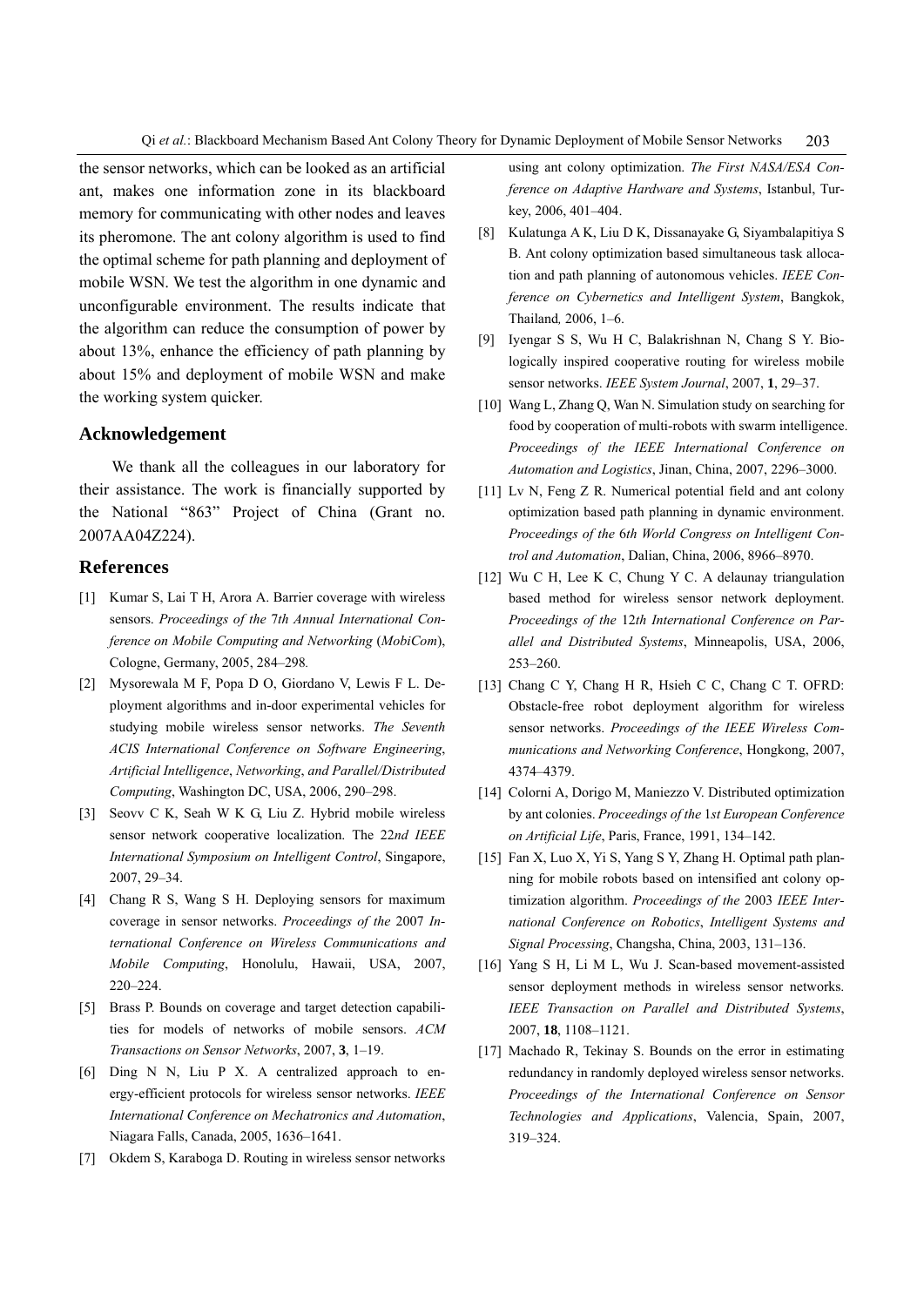the sensor networks, which can be looked as an artificial ant, makes one information zone in its blackboard memory for communicating with other nodes and leaves its pheromone. The ant colony algorithm is used to find the optimal scheme for path planning and deployment of mobile WSN. We test the algorithm in one dynamic and unconfigurable environment. The results indicate that the algorithm can reduce the consumption of power by about 13%, enhance the efficiency of path planning by about 15% and deployment of mobile WSN and make the working system quicker.

## Acknowledgement

We thank all the colleagues in our laboratory for their assistance. The work is financially supported by the National "863" Project of China (Grant no. 2007AA04Z224).

## References

[1] Kumar S, Lai T H, Arora A. Barrier coverage with wireless sensors. *Proceedings of the 7th Annual International Conference on Mobile Computing and Networking* (*MobiCom*), Cologne, Germany, 2005, 284–298.

[2] Mysorewala M F, Popa D O, Giordano V, Lewis F L. Deployment algorithms and in-door experimental vehicles for studying mobile wireless sensor networks. *The Seventh ACIS International Conference on Software Engineering*, *Artificial Intelligence*, *Networking*, *and Parallel/Distributed Computing*, Washington DC, USA, 2006, 290–298.

[3] Seovv C K, Seah W K G, Liu Z. Hybrid mobile wireless sensor network cooperative localization. The *22nd IEEE International Symposium on Intelligent Control*, Singapore, 2007, 29–34.

[4] Chang R S, Wang S H. Deploying sensors for maximum coverage in sensor networks. *Proceedings of the 2007 International Conference on Wireless Communications and Mobile Computing*, Honolulu, Hawaii, USA, 2007, 220–224.

[5] Brass P. Bounds on coverage and target detection capabilities for models of networks of mobile sensors. *ACM Transactions on Sensor Networks*, 2007, **3**, 1–19.

[6] Ding N N, Liu P X. A centralized approach to energy-efficient protocols for wireless sensor networks. *IEEE International Conference on Mechatronics and Automation*, Niagara Falls, Canada, 2005, 1636–1641.

[7] Okdem S, Karaboga D. Routing in wireless sensor networks using ant colony optimization. *The First NASA/ESA Conference on Adaptive Hardware and Systems*, Istanbul, Turkey, 2006, 401–404.

[8] Kulatunga A K, Liu D K, Dissanayake G, Siyambalapitiya S B. Ant colony optimization based simultaneous task allocation and path planning of autonomous vehicles. *IEEE Conference on Cybernetics and Intelligent System*, Bangkok, Thailand, 2006, 1–6.

[9] Iyengar S S, Wu H C, Balakrishnan N, Chang S Y. Biologically inspired cooperative routing for wireless mobile sensor networks. *IEEE System Journal*, 2007, **1**, 29–37.

[10] Wang L, Zhang Q, Wan N. Simulation study on searching for food by cooperation of multi-robots with swarm intelligence. *Proceedings of the IEEE International Conference on Automation and Logistics*, Jinan, China, 2007, 2296–3000.

[11] Lv N, Feng Z R. Numerical potential field and ant colony optimization based path planning in dynamic environment. *Proceedings of the 6th World Congress on Intelligent Control and Automation*, Dalian, China, 2006, 8966–8970.

[12] Wu C H, Lee K C, Chung Y C. A delaunay triangulation based method for wireless sensor network deployment. *Proceedings of the 12th International Conference on Parallel and Distributed Systems*, Minneapolis, USA, 2006, 253–260.

[13] Chang C Y, Chang H R, Hsieh C C, Chang C T. OFRD: Obstacle-free robot deployment algorithm for wireless sensor networks. *Proceedings of the IEEE Wireless Communications and Networking Conference*, Hongkong, 2007, 4374–4379.

[14] Colorni A, Dorigo M, Maniezzo V. Distributed optimization by ant colonies. *Proceedings of the 1st European Conference on Artificial Life*, Paris, France, 1991, 134–142.

[15] Fan X, Luo X, Yi S, Yang S Y, Zhang H. Optimal path planning for mobile robots based on intensified ant colony optimization algorithm. *Proceedings of the 2003 IEEE International Conference on Robotics*, *Intelligent Systems and Signal Processing*, Changsha, China, 2003, 131–136.

[16] Yang S H, Li M L, Wu J. Scan-based movement-assisted sensor deployment methods in wireless sensor networks. *IEEE Transaction on Parallel and Distributed Systems*, 2007, **18**, 1108–1121.

[17] Machado R, Tekinay S. Bounds on the error in estimating redundancy in randomly deployed wireless sensor networks. *Proceedings of the International Conference on Sensor Technologies and Applications*, Valencia, Spain, 2007, 319–324.